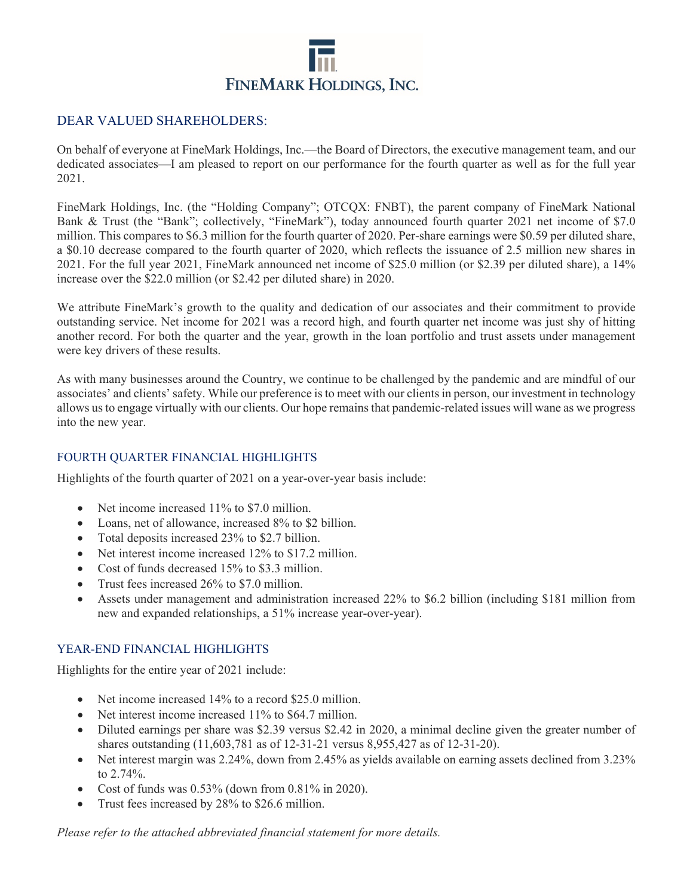# FineMark Holdings, Inc.

## DEAR VALUED SHAREHOLDERS:

On behalf of everyone at FineMark Holdings, Inc.—the Board of Directors, the executive management team, and our dedicated associates—I am pleased to report on our performance for the fourth quarter as well as for the full year 2021.

FineMark Holdings, Inc. (the "Holding Company"; OTCQX: FNBT), the parent company of FineMark National Bank & Trust (the "Bank"; collectively, "FineMark"), today announced fourth quarter 2021 net income of $7.0 million. This compares to $6.3 million for the fourth quarter of 2020. Per-share earnings were $0.59 per diluted share, a $0.10 decrease compared to the fourth quarter of 2020, which reflects the issuance of 2.5 million new shares in 2021. For the full year 2021, FineMark announced net income of $25.0 million (or $2.39 per diluted share), a 14% increase over the $22.0 million (or $2.42 per diluted share) in 2020.

We attribute FineMark's growth to the quality and dedication of our associates and their commitment to provide outstanding service. Net income for 2021 was a record high, and fourth quarter net income was just shy of hitting another record. For both the quarter and the year, growth in the loan portfolio and trust assets under management were key drivers of these results.

As with many businesses around the Country, we continue to be challenged by the pandemic and are mindful of our associates' and clients' safety. While our preference is to meet with our clients in person, our investment in technology allows us to engage virtually with our clients. Our hope remains that pandemic-related issues will wane as we progress into the new year.

## FOURTH QUARTER FINANCIAL HIGHLIGHTS

Highlights of the fourth quarter of 2021 on a year-over-year basis include:

- Net income increased 11% to $7.0 million.
- Loans, net of allowance, increased 8% to $2 billion.
- Total deposits increased 23% to $2.7 billion.
- Net interest income increased 12% to $17.2 million.
- Cost of funds decreased 15% to $3.3 million.
- Trust fees increased 26% to $7.0 million.
- Assets under management and administration increased 22% to $6.2 billion (including $181 million from new and expanded relationships, a 51% increase year-over-year).

## YEAR-END FINANCIAL HIGHLIGHTS

Highlights for the entire year of 2021 include:

- Net income increased 14% to a record $25.0 million.
- Net interest income increased 11% to $64.7 million.
- Diluted earnings per share was $2.39 versus $2.42 in 2020, a minimal decline given the greater number of shares outstanding (11,603,781 as of 12-31-21 versus 8,955,427 as of 12-31-20).
- Net interest margin was 2.24%, down from 2.45% as yields available on earning assets declined from 3.23% to 2.74%.
- Cost of funds was 0.53% (down from 0.81% in 2020).
- Trust fees increased by 28% to $26.6 million.

*Please refer to the attached abbreviated financial statement for more details.*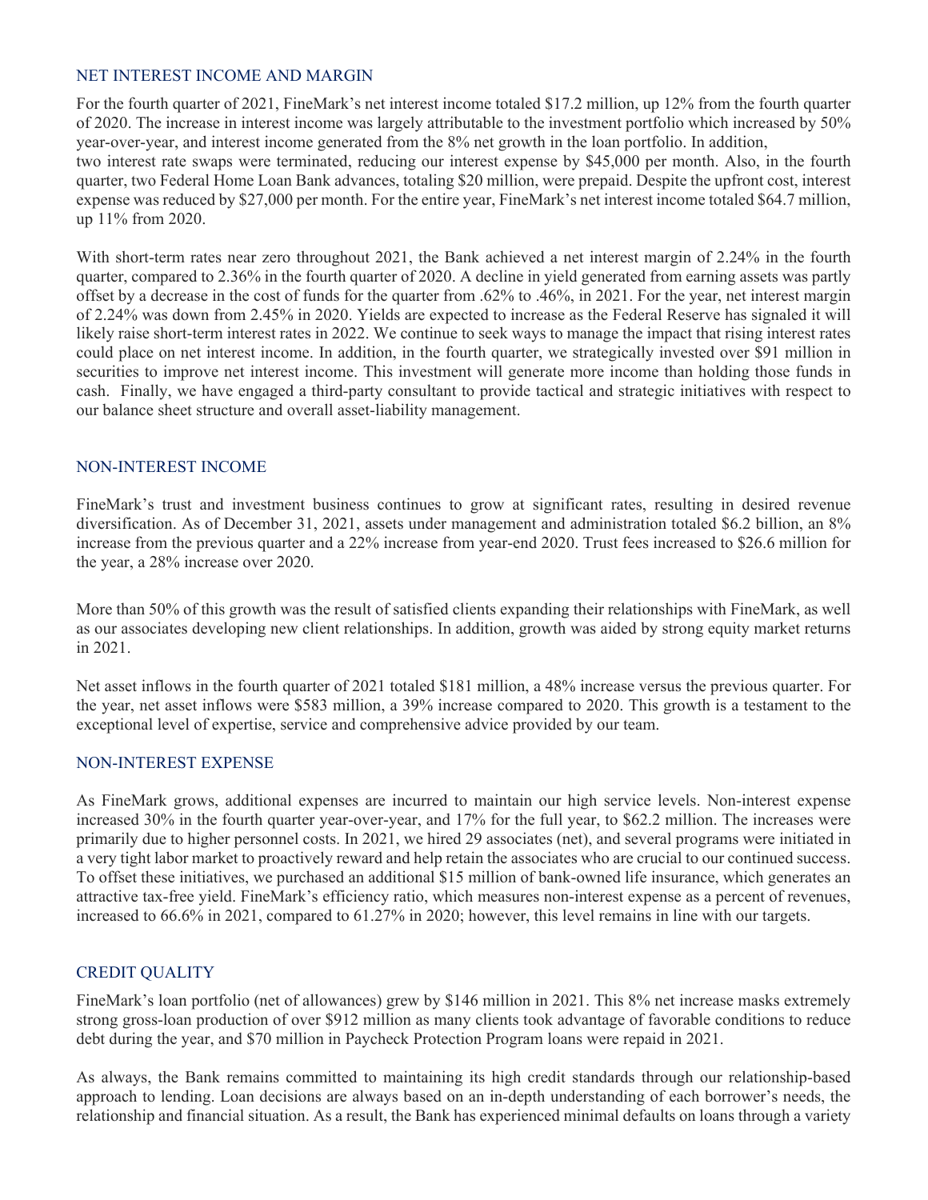## NET INTEREST INCOME AND MARGIN

For the fourth quarter of 2021, FineMark's net interest income totaled $17.2 million, up 12% from the fourth quarter of 2020. The increase in interest income was largely attributable to the investment portfolio which increased by 50% year-over-year, and interest income generated from the 8% net growth in the loan portfolio. In addition, two interest rate swaps were terminated, reducing our interest expense by $45,000 per month. Also, in the fourth quarter, two Federal Home Loan Bank advances, totaling $20 million, were prepaid. Despite the upfront cost, interest expense was reduced by $27,000 per month. For the entire year, FineMark's net interest income totaled $64.7 million, up 11% from 2020.

With short-term rates near zero throughout 2021, the Bank achieved a net interest margin of 2.24% in the fourth quarter, compared to 2.36% in the fourth quarter of 2020. A decline in yield generated from earning assets was partly offset by a decrease in the cost of funds for the quarter from .62% to .46%, in 2021. For the year, net interest margin of 2.24% was down from 2.45% in 2020. Yields are expected to increase as the Federal Reserve has signaled it will likely raise short-term interest rates in 2022. We continue to seek ways to manage the impact that rising interest rates could place on net interest income. In addition, in the fourth quarter, we strategically invested over $91 million in securities to improve net interest income. This investment will generate more income than holding those funds in cash. Finally, we have engaged a third-party consultant to provide tactical and strategic initiatives with respect to our balance sheet structure and overall asset-liability management.

## NON-INTEREST INCOME

FineMark's trust and investment business continues to grow at significant rates, resulting in desired revenue diversification. As of December 31, 2021, assets under management and administration totaled $6.2 billion, an 8% increase from the previous quarter and a 22% increase from year-end 2020. Trust fees increased to $26.6 million for the year, a 28% increase over 2020.

More than 50% of this growth was the result of satisfied clients expanding their relationships with FineMark, as well as our associates developing new client relationships. In addition, growth was aided by strong equity market returns in 2021.

Net asset inflows in the fourth quarter of 2021 totaled $181 million, a 48% increase versus the previous quarter. For the year, net asset inflows were $583 million, a 39% increase compared to 2020. This growth is a testament to the exceptional level of expertise, service and comprehensive advice provided by our team.

## NON-INTEREST EXPENSE

As FineMark grows, additional expenses are incurred to maintain our high service levels. Non-interest expense increased 30% in the fourth quarter year-over-year, and 17% for the full year, to $62.2 million. The increases were primarily due to higher personnel costs. In 2021, we hired 29 associates (net), and several programs were initiated in a very tight labor market to proactively reward and help retain the associates who are crucial to our continued success. To offset these initiatives, we purchased an additional $15 million of bank-owned life insurance, which generates an attractive tax-free yield. FineMark's efficiency ratio, which measures non-interest expense as a percent of revenues, increased to 66.6% in 2021, compared to 61.27% in 2020; however, this level remains in line with our targets.

## CREDIT QUALITY

FineMark's loan portfolio (net of allowances) grew by $146 million in 2021. This 8% net increase masks extremely strong gross-loan production of over $912 million as many clients took advantage of favorable conditions to reduce debt during the year, and $70 million in Paycheck Protection Program loans were repaid in 2021.

As always, the Bank remains committed to maintaining its high credit standards through our relationship-based approach to lending. Loan decisions are always based on an in-depth understanding of each borrower's needs, the relationship and financial situation. As a result, the Bank has experienced minimal defaults on loans through a variety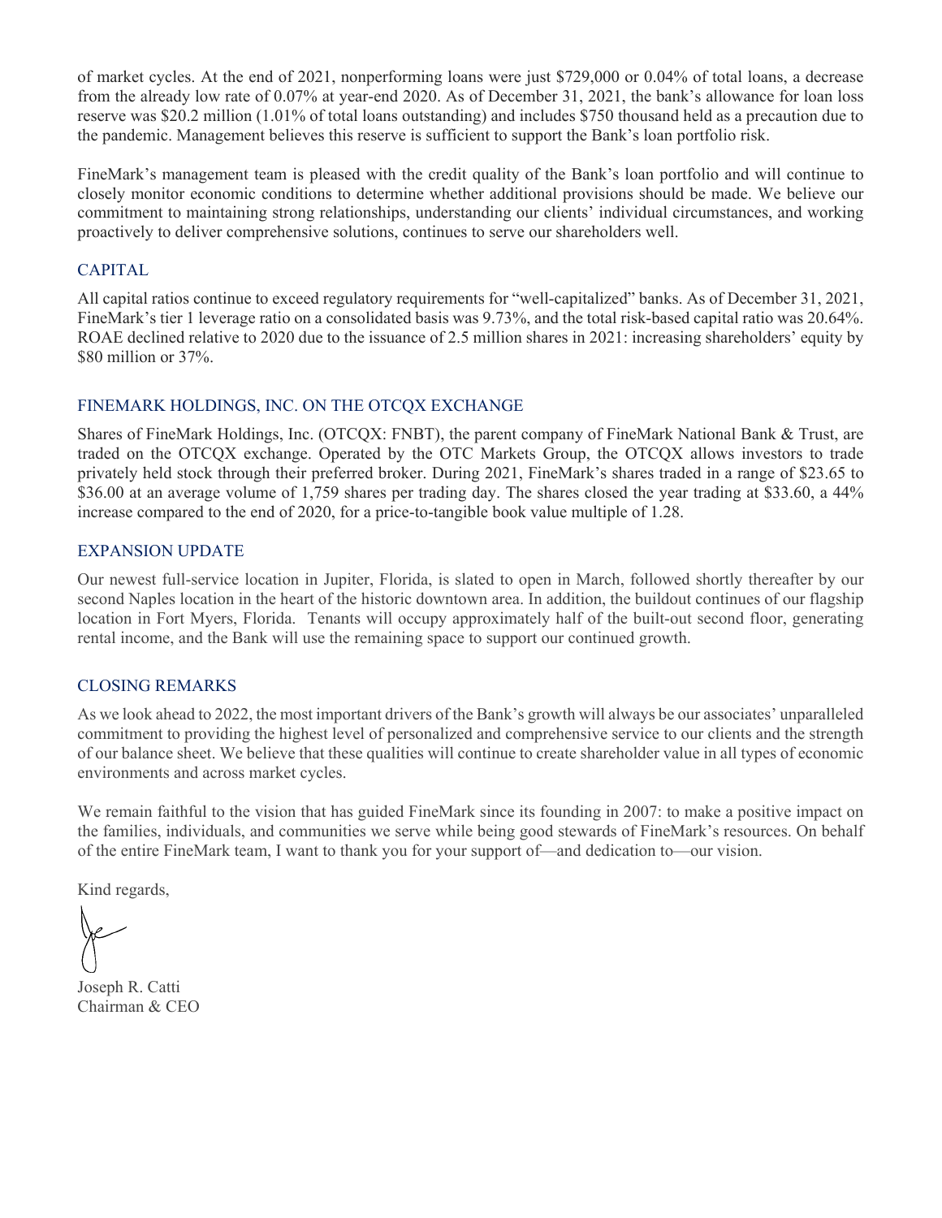of market cycles. At the end of 2021, nonperforming loans were just $729,000 or 0.04% of total loans, a decrease from the already low rate of 0.07% at year-end 2020. As of December 31, 2021, the bank's allowance for loan loss reserve was $20.2 million (1.01% of total loans outstanding) and includes $750 thousand held as a precaution due to the pandemic. Management believes this reserve is sufficient to support the Bank's loan portfolio risk.

FineMark's management team is pleased with the credit quality of the Bank's loan portfolio and will continue to closely monitor economic conditions to determine whether additional provisions should be made. We believe our commitment to maintaining strong relationships, understanding our clients' individual circumstances, and working proactively to deliver comprehensive solutions, continues to serve our shareholders well.

## CAPITAL

All capital ratios continue to exceed regulatory requirements for "well-capitalized" banks. As of December 31, 2021, FineMark's tier 1 leverage ratio on a consolidated basis was 9.73%, and the total risk-based capital ratio was 20.64%. ROAE declined relative to 2020 due to the issuance of 2.5 million shares in 2021: increasing shareholders' equity by $80 million or 37%.

## FINEMARK HOLDINGS, INC. ON THE OTCQX EXCHANGE

Shares of FineMark Holdings, Inc. (OTCQX: FNBT), the parent company of FineMark National Bank & Trust, are traded on the OTCQX exchange. Operated by the OTC Markets Group, the OTCQX allows investors to trade privately held stock through their preferred broker. During 2021, FineMark's shares traded in a range of $23.65 to $36.00 at an average volume of 1,759 shares per trading day. The shares closed the year trading at $33.60, a 44% increase compared to the end of 2020, for a price-to-tangible book value multiple of 1.28.

## EXPANSION UPDATE

Our newest full-service location in Jupiter, Florida, is slated to open in March, followed shortly thereafter by our second Naples location in the heart of the historic downtown area. In addition, the buildout continues of our flagship location in Fort Myers, Florida. Tenants will occupy approximately half of the built-out second floor, generating rental income, and the Bank will use the remaining space to support our continued growth.

## CLOSING REMARKS

As we look ahead to 2022, the most important drivers of the Bank's growth will always be our associates' unparalleled commitment to providing the highest level of personalized and comprehensive service to our clients and the strength of our balance sheet. We believe that these qualities will continue to create shareholder value in all types of economic environments and across market cycles.

We remain faithful to the vision that has guided FineMark since its founding in 2007: to make a positive impact on the families, individuals, and communities we serve while being good stewards of FineMark's resources. On behalf of the entire FineMark team, I want to thank you for your support of—and dedication to—our vision.

Kind regards,

Joseph R. Catti
Chairman & CEO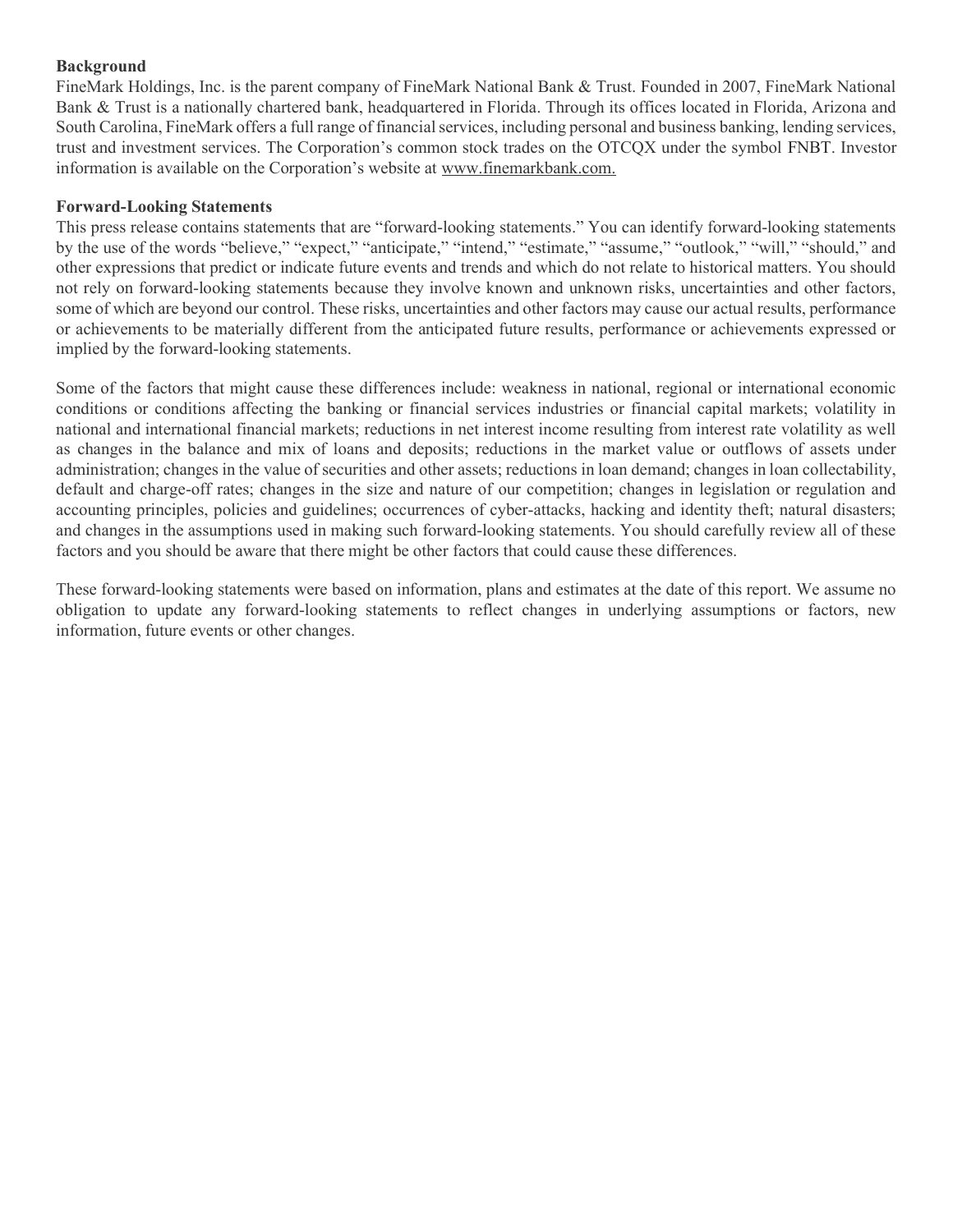**Background**

FineMark Holdings, Inc. is the parent company of FineMark National Bank & Trust. Founded in 2007, FineMark National Bank & Trust is a nationally chartered bank, headquartered in Florida. Through its offices located in Florida, Arizona and South Carolina, FineMark offers a full range of financial services, including personal and business banking, lending services, trust and investment services. The Corporation's common stock trades on the OTCQX under the symbol FNBT. Investor information is available on the Corporation's website at www.finemarkbank.com.

**Forward-Looking Statements**

This press release contains statements that are "forward-looking statements." You can identify forward-looking statements by the use of the words "believe," "expect," "anticipate," "intend," "estimate," "assume," "outlook," "will," "should," and other expressions that predict or indicate future events and trends and which do not relate to historical matters. You should not rely on forward-looking statements because they involve known and unknown risks, uncertainties and other factors, some of which are beyond our control. These risks, uncertainties and other factors may cause our actual results, performance or achievements to be materially different from the anticipated future results, performance or achievements expressed or implied by the forward-looking statements.

Some of the factors that might cause these differences include: weakness in national, regional or international economic conditions or conditions affecting the banking or financial services industries or financial capital markets; volatility in national and international financial markets; reductions in net interest income resulting from interest rate volatility as well as changes in the balance and mix of loans and deposits; reductions in the market value or outflows of assets under administration; changes in the value of securities and other assets; reductions in loan demand; changes in loan collectability, default and charge-off rates; changes in the size and nature of our competition; changes in legislation or regulation and accounting principles, policies and guidelines; occurrences of cyber-attacks, hacking and identity theft; natural disasters; and changes in the assumptions used in making such forward-looking statements. You should carefully review all of these factors and you should be aware that there might be other factors that could cause these differences.

These forward-looking statements were based on information, plans and estimates at the date of this report. We assume no obligation to update any forward-looking statements to reflect changes in underlying assumptions or factors, new information, future events or other changes.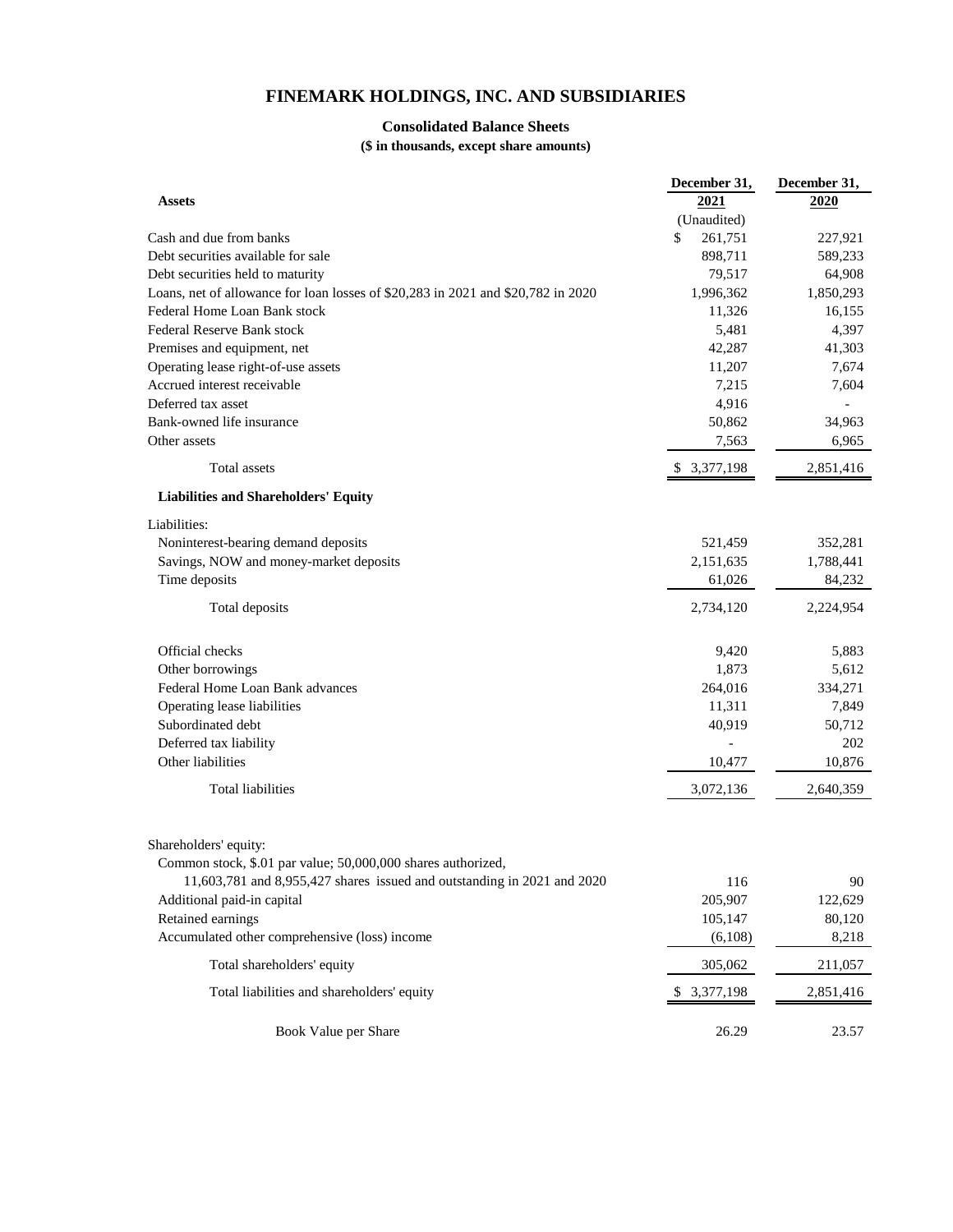# FINEMARK HOLDINGS, INC. AND SUBSIDIARIES

### Consolidated Balance Sheets

**($ in thousands, except share amounts)**

| | December 31, 2021 | December 31, 2020 |
|---|---|---|
| **Assets** | (Unaudited) | |
| Cash and due from banks | $ 261,751 | 227,921 |
| Debt securities available for sale | 898,711 | 589,233 |
| Debt securities held to maturity | 79,517 | 64,908 |
| Loans, net of allowance for loan losses of $20,283 in 2021 and $20,782 in 2020 | 1,996,362 | 1,850,293 |
| Federal Home Loan Bank stock | 11,326 | 16,155 |
| Federal Reserve Bank stock | 5,481 | 4,397 |
| Premises and equipment, net | 42,287 | 41,303 |
| Operating lease right-of-use assets | 11,207 | 7,674 |
| Accrued interest receivable | 7,215 | 7,604 |
| Deferred tax asset | 4,916 | - |
| Bank-owned life insurance | 50,862 | 34,963 |
| Other assets | 7,563 | 6,965 |
| Total assets | $ 3,377,198 | 2,851,416 |
| **Liabilities and Shareholders' Equity** | | |
| Liabilities: | | |
| Noninterest-bearing demand deposits | 521,459 | 352,281 |
| Savings, NOW and money-market deposits | 2,151,635 | 1,788,441 |
| Time deposits | 61,026 | 84,232 |
| Total deposits | 2,734,120 | 2,224,954 |
| Official checks | 9,420 | 5,883 |
| Other borrowings | 1,873 | 5,612 |
| Federal Home Loan Bank advances | 264,016 | 334,271 |
| Operating lease liabilities | 11,311 | 7,849 |
| Subordinated debt | 40,919 | 50,712 |
| Deferred tax liability | - | 202 |
| Other liabilities | 10,477 | 10,876 |
| Total liabilities | 3,072,136 | 2,640,359 |
| Shareholders' equity: | | |
| Common stock, $.01 par value; 50,000,000 shares authorized, 11,603,781 and 8,955,427 shares issued and outstanding in 2021 and 2020 | 116 | 90 |
| Additional paid-in capital | 205,907 | 122,629 |
| Retained earnings | 105,147 | 80,120 |
| Accumulated other comprehensive (loss) income | (6,108) | 8,218 |
| Total shareholders' equity | 305,062 | 211,057 |
| Total liabilities and shareholders' equity | $ 3,377,198 | 2,851,416 |
| Book Value per Share | 26.29 | 23.57 |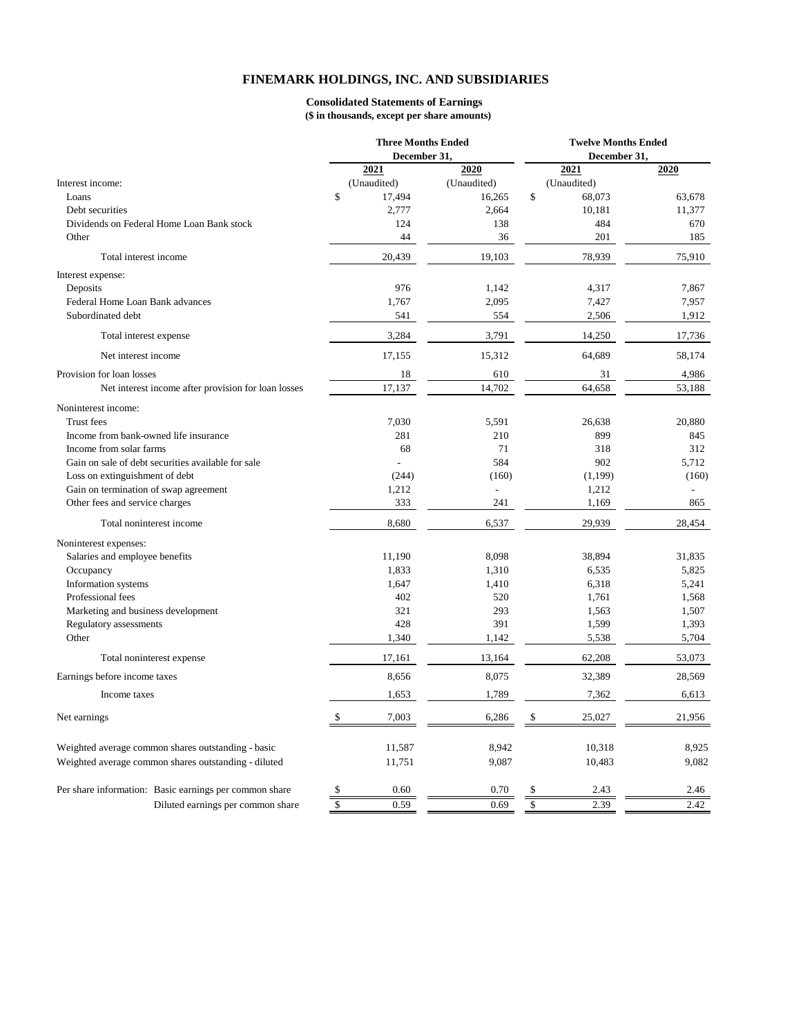# FINEMARK HOLDINGS, INC. AND SUBSIDIARIES

**Consolidated Statements of Earnings**
**($ in thousands, except per share amounts)**

| | Three Months Ended December 31, | | Twelve Months Ended December 31, | |
|---|---|---|---|---|
| | **2021** | **2020** | **2021** | **2020** |
| Interest income: | (Unaudited) | (Unaudited) | (Unaudited) | |
| Loans | $ 17,494 | 16,265 | $ 68,073 | 63,678 |
| Debt securities | 2,777 | 2,664 | 10,181 | 11,377 |
| Dividends on Federal Home Loan Bank stock | 124 | 138 | 484 | 670 |
| Other | 44 | 36 | 201 | 185 |
| Total interest income | 20,439 | 19,103 | 78,939 | 75,910 |
| Interest expense: | | | | |
| Deposits | 976 | 1,142 | 4,317 | 7,867 |
| Federal Home Loan Bank advances | 1,767 | 2,095 | 7,427 | 7,957 |
| Subordinated debt | 541 | 554 | 2,506 | 1,912 |
| Total interest expense | 3,284 | 3,791 | 14,250 | 17,736 |
| Net interest income | 17,155 | 15,312 | 64,689 | 58,174 |
| Provision for loan losses | 18 | 610 | 31 | 4,986 |
| Net interest income after provision for loan losses | 17,137 | 14,702 | 64,658 | 53,188 |
| Noninterest income: | | | | |
| Trust fees | 7,030 | 5,591 | 26,638 | 20,880 |
| Income from bank-owned life insurance | 281 | 210 | 899 | 845 |
| Income from solar farms | 68 | 71 | 318 | 312 |
| Gain on sale of debt securities available for sale | - | 584 | 902 | 5,712 |
| Loss on extinguishment of debt | (244) | (160) | (1,199) | (160) |
| Gain on termination of swap agreement | 1,212 | - | 1,212 | - |
| Other fees and service charges | 333 | 241 | 1,169 | 865 |
| Total noninterest income | 8,680 | 6,537 | 29,939 | 28,454 |
| Noninterest expenses: | | | | |
| Salaries and employee benefits | 11,190 | 8,098 | 38,894 | 31,835 |
| Occupancy | 1,833 | 1,310 | 6,535 | 5,825 |
| Information systems | 1,647 | 1,410 | 6,318 | 5,241 |
| Professional fees | 402 | 520 | 1,761 | 1,568 |
| Marketing and business development | 321 | 293 | 1,563 | 1,507 |
| Regulatory assessments | 428 | 391 | 1,599 | 1,393 |
| Other | 1,340 | 1,142 | 5,538 | 5,704 |
| Total noninterest expense | 17,161 | 13,164 | 62,208 | 53,073 |
| Earnings before income taxes | 8,656 | 8,075 | 32,389 | 28,569 |
| Income taxes | 1,653 | 1,789 | 7,362 | 6,613 |
| Net earnings | $ 7,003 | 6,286 | $ 25,027 | 21,956 |
| Weighted average common shares outstanding - basic | 11,587 | 8,942 | 10,318 | 8,925 |
| Weighted average common shares outstanding - diluted | 11,751 | 9,087 | 10,483 | 9,082 |
| Per share information: Basic earnings per common share | $ 0.60 | 0.70 | $ 2.43 | 2.46 |
| Diluted earnings per common share | $ 0.59 | 0.69 | $ 2.39 | 2.42 |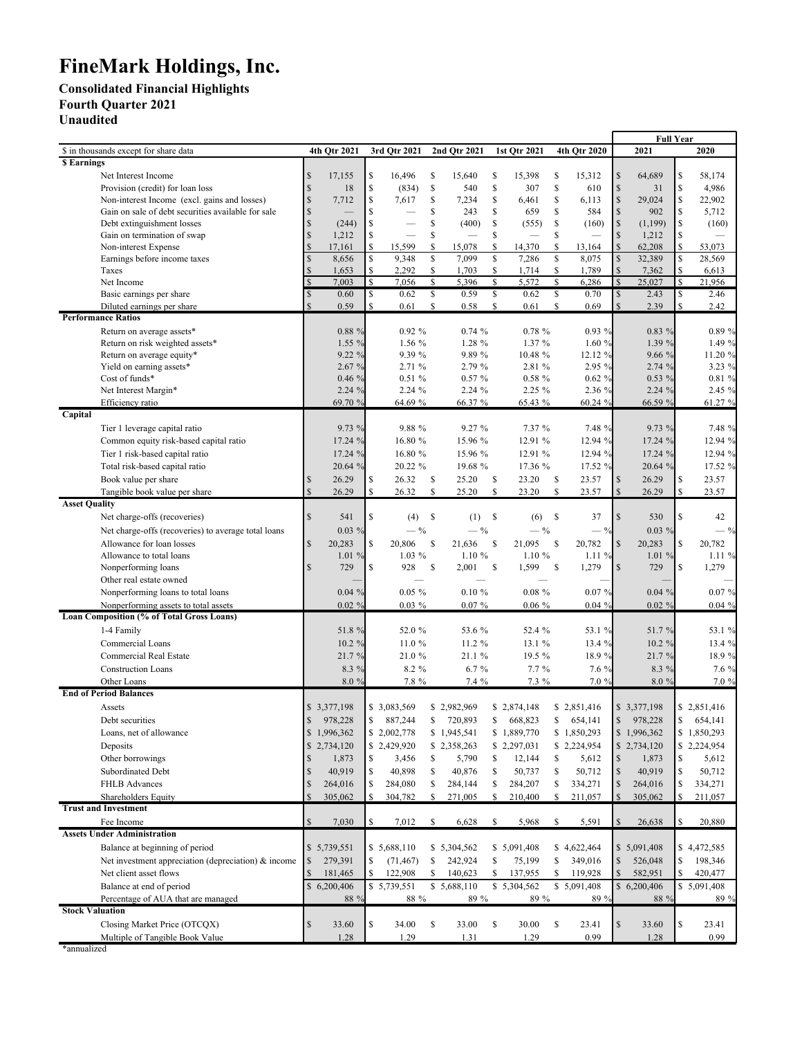# FineMark Holdings, Inc.

**Consolidated Financial Highlights**
**Fourth Quarter 2021**
**Unaudited**

| $ in thousands except for share data | 4th Qtr 2021 | 3rd Qtr 2021 | 2nd Qtr 2021 | 1st Qtr 2021 | 4th Qtr 2020 | Full Year 2021 | Full Year 2020 |
|---|---|---|---|---|---|---|---|
| **$ Earnings** | | | | | | | |
| Net Interest Income | $ 17,155 | $ 16,496 | $ 15,640 | $ 15,398 | $ 15,312 | $ 64,689 | $ 58,174 |
| Provision (credit) for loan loss | $ 18 | $ (834) | $ 540 | $ 307 | $ 610 | $ 31 | $ 4,986 |
| Non-interest Income (excl. gains and losses) | $ 7,712 | $ 7,617 | $ 7,234 | $ 6,461 | $ 6,113 | $ 29,024 | $ 22,902 |
| Gain on sale of debt securities available for sale | $ — | $ — | $ 243 | $ 659 | $ 584 | $ 902 | $ 5,712 |
| Debt extinguishment losses | $ (244) | $ — | $ (400) | $ (555) | $ (160) | $ (1,199) | $ (160) |
| Gain on termination of swap | $ 1,212 | $ — | $ — | $ — | $ — | $ 1,212 | $ — |
| Non-interest Expense | $ 17,161 | $ 15,599 | $ 15,078 | $ 14,370 | $ 13,164 | $ 62,208 | $ 53,073 |
| Earnings before income taxes | $ 8,656 | $ 9,348 | $ 7,099 | $ 7,286 | $ 8,075 | $ 32,389 | $ 28,569 |
| Taxes | $ 1,653 | $ 2,292 | $ 1,703 | $ 1,714 | $ 1,789 | $ 7,362 | $ 6,613 |
| Net Income | $ 7,003 | $ 7,056 | $ 5,396 | $ 5,572 | $ 6,286 | $ 25,027 | $ 21,956 |
| Basic earnings per share | $ 0.60 | $ 0.62 | $ 0.59 | $ 0.62 | $ 0.70 | $ 2.43 | $ 2.46 |
| Diluted earnings per share | $ 0.59 | $ 0.61 | $ 0.58 | $ 0.61 | $ 0.69 | $ 2.39 | $ 2.42 |
| **Performance Ratios** | | | | | | | |
| Return on average assets* | 0.88 % | 0.92 % | 0.74 % | 0.78 % | 0.93 % | 0.83 % | 0.89 % |
| Return on risk weighted assets* | 1.55 % | 1.56 % | 1.28 % | 1.37 % | 1.60 % | 1.39 % | 1.49 % |
| Return on average equity* | 9.22 % | 9.39 % | 9.89 % | 10.48 % | 12.12 % | 9.66 % | 11.20 % |
| Yield on earning assets* | 2.67 % | 2.71 % | 2.79 % | 2.81 % | 2.95 % | 2.74 % | 3.23 % |
| Cost of funds* | 0.46 % | 0.51 % | 0.57 % | 0.58 % | 0.62 % | 0.53 % | 0.81 % |
| Net Interest Margin* | 2.24 % | 2.24 % | 2.24 % | 2.25 % | 2.36 % | 2.24 % | 2.45 % |
| Efficiency ratio | 69.70 % | 64.69 % | 66.37 % | 65.43 % | 60.24 % | 66.59 % | 61.27 % |
| **Capital** | | | | | | | |
| Tier 1 leverage capital ratio | 9.73 % | 9.88 % | 9.27 % | 7.37 % | 7.48 % | 9.73 % | 7.48 % |
| Common equity risk-based capital ratio | 17.24 % | 16.80 % | 15.96 % | 12.91 % | 12.94 % | 17.24 % | 12.94 % |
| Tier 1 risk-based capital ratio | 17.24 % | 16.80 % | 15.96 % | 12.91 % | 12.94 % | 17.24 % | 12.94 % |
| Total risk-based capital ratio | 20.64 % | 20.22 % | 19.68 % | 17.36 % | 17.52 % | 20.64 % | 17.52 % |
| Book value per share | $ 26.29 | $ 26.32 | $ 25.20 | $ 23.20 | $ 23.57 | $ 26.29 | $ 23.57 |
| Tangible book value per share | $ 26.29 | $ 26.32 | $ 25.20 | $ 23.20 | $ 23.57 | $ 26.29 | $ 23.57 |
| **Asset Quality** | | | | | | | |
| Net charge-offs (recoveries) | $ 541 | $ (4) | $ (1) | $ (6) | $ 37 | $ 530 | $ 42 |
| Net charge-offs (recoveries) to average total loans | 0.03 % | — % | — % | — % | — % | 0.03 % | — % |
| Allowance for loan losses | $ 20,283 | $ 20,806 | $ 21,636 | $ 21,095 | $ 20,782 | $ 20,283 | $ 20,782 |
| Allowance to total loans | 1.01 % | 1.03 % | 1.10 % | 1.10 % | 1.11 % | 1.01 % | 1.11 % |
| Nonperforming loans | $ 729 | $ 928 | $ 2,001 | $ 1,599 | $ 1,279 | $ 729 | $ 1,279 |
| Other real estate owned | — | — | — | — | — | — | — |
| Nonperforming loans to total loans | 0.04 % | 0.05 % | 0.10 % | 0.08 % | 0.07 % | 0.04 % | 0.07 % |
| Nonperforming assets to total assets | 0.02 % | 0.03 % | 0.07 % | 0.06 % | 0.04 % | 0.02 % | 0.04 % |
| **Loan Composition (% of Total Gross Loans)** | | | | | | | |
| 1-4 Family | 51.8 % | 52.0 % | 53.6 % | 52.4 % | 53.1 % | 51.7 % | 53.1 % |
| Commercial Loans | 10.2 % | 11.0 % | 11.2 % | 13.1 % | 13.4 % | 10.2 % | 13.4 % |
| Commercial Real Estate | 21.7 % | 21.0 % | 21.1 % | 19.5 % | 18.9 % | 21.7 % | 18.9 % |
| Construction Loans | 8.3 % | 8.2 % | 6.7 % | 7.7 % | 7.6 % | 8.3 % | 7.6 % |
| Other Loans | 8.0 % | 7.8 % | 7.4 % | 7.3 % | 7.0 % | 8.0 % | 7.0 % |
| **End of Period Balances** | | | | | | | |
| Assets | $ 3,377,198 | $ 3,083,569 | $ 2,982,969 | $ 2,874,148 | $ 2,851,416 | $ 3,377,198 | $ 2,851,416 |
| Debt securities | $ 978,228 | $ 887,244 | $ 720,893 | $ 668,823 | $ 654,141 | $ 978,228 | $ 654,141 |
| Loans, net of allowance | $ 1,996,362 | $ 2,002,778 | $ 1,945,541 | $ 1,889,770 | $ 1,850,293 | $ 1,996,362 | $ 1,850,293 |
| Deposits | $ 2,734,120 | $ 2,429,920 | $ 2,358,263 | $ 2,297,031 | $ 2,224,954 | $ 2,734,120 | $ 2,224,954 |
| Other borrowings | $ 1,873 | $ 3,456 | $ 5,790 | $ 12,144 | $ 5,612 | $ 1,873 | $ 5,612 |
| Subordinated Debt | $ 40,919 | $ 40,898 | $ 40,876 | $ 50,737 | $ 50,712 | $ 40,919 | $ 50,712 |
| FHLB Advances | $ 264,016 | $ 284,080 | $ 284,144 | $ 284,207 | $ 334,271 | $ 264,016 | $ 334,271 |
| Shareholders Equity | $ 305,062 | $ 304,782 | $ 271,005 | $ 210,400 | $ 211,057 | $ 305,062 | $ 211,057 |
| **Trust and Investment** | | | | | | | |
| Fee Income | $ 7,030 | $ 7,012 | $ 6,628 | $ 5,968 | $ 5,591 | $ 26,638 | $ 20,880 |
| **Assets Under Administration** | | | | | | | |
| Balance at beginning of period | $ 5,739,551 | $ 5,688,110 | $ 5,304,562 | $ 5,091,408 | $ 4,622,464 | $ 5,091,408 | $ 4,472,585 |
| Net investment appreciation (depreciation) & income | $ 279,391 | $ (71,467) | $ 242,924 | $ 75,199 | $ 349,016 | $ 526,048 | $ 198,346 |
| Net client asset flows | $ 181,465 | $ 122,908 | $ 140,623 | $ 137,955 | $ 119,928 | $ 582,951 | $ 420,477 |
| Balance at end of period | $ 6,200,406 | $ 5,739,551 | $ 5,688,110 | $ 5,304,562 | $ 5,091,408 | $ 6,200,406 | $ 5,091,408 |
| Percentage of AUA that are managed | 88 % | 88 % | 89 % | 89 % | 89 % | 88 % | 89 % |
| **Stock Valuation** | | | | | | | |
| Closing Market Price (OTCQX) | $ 33.60 | $ 34.00 | $ 33.00 | $ 30.00 | $ 23.41 | $ 33.60 | $ 23.41 |
| Multiple of Tangible Book Value | 1.28 | 1.29 | 1.31 | 1.29 | 0.99 | 1.28 | 0.99 |

*annualized